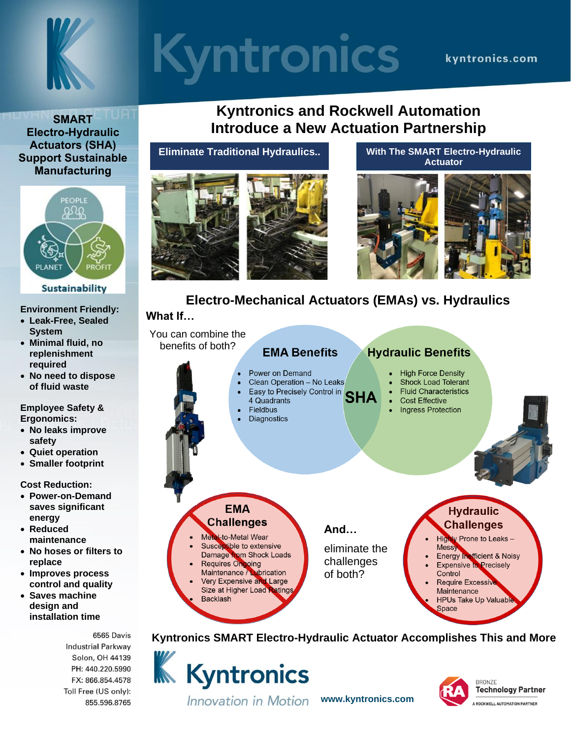# Kyntronics

kyntronics.com

## SMART Electro-Hydraulic Actuators (SHA) Support Sustainable Manufacturing

PEOPLE
PLANET
PROFIT
Sustainability

**Environment Friendly:**

- **Leak-Free, Sealed System**
- **Minimal fluid, no replenishment required**
- **No need to dispose of fluid waste**

**Employee Safety & Ergonomics:**

- **No leaks improve safety**
- **Quiet operation**
- **Smaller footprint**

**Cost Reduction:**

- **Power-on-Demand saves significant energy**
- **Reduced maintenance**
- **No hoses or filters to replace**
- **Improves process control and quality**
- **Saves machine design and installation time**

6565 Davis Industrial Parkway
Solon, OH 44139
PH: 440.220.5990
FX: 866.854.4578
Toll Free (US only): 855.596.8765

## Kyntronics and Rockwell Automation Introduce a New Actuation Partnership

**Eliminate Traditional Hydraulics..**

**With The SMART Electro-Hydraulic Actuator**

## Electro-Mechanical Actuators (EMAs) vs. Hydraulics

**What If…**

You can combine the benefits of both?

### EMA Benefits

- Power on Demand
- Clean Operation – No Leaks
- Easy to Precisely Control in 4 Quadrants
- Fieldbus
- Diagnostics

**SHA**

### Hydraulic Benefits

- High Force Density
- Shock Load Tolerant
- Fluid Characteristics
- Cost Effective
- Ingress Protection

### EMA Challenges

- Metal-to-Metal Wear
- Susceptible to extensive Damage from Shock Loads
- Requires Ongoing Maintenance / Lubrication
- Very Expensive and Large Size at Higher Load Ratings
- Backlash

**And…**

eliminate the challenges of both?

### Hydraulic Challenges

- Highly Prone to Leaks – Messy
- Energy Inefficient & Noisy
- Expensive to Precisely Control
- Require Excessive Maintenance
- HPUs Take Up Valuable Space

**Kyntronics SMART Electro-Hydraulic Actuator Accomplishes This and More**

Kyntronics
*Innovation in Motion*

**www.kyntronics.com**

BRONZE Technology Partner
A ROCKWELL AUTOMATION PARTNER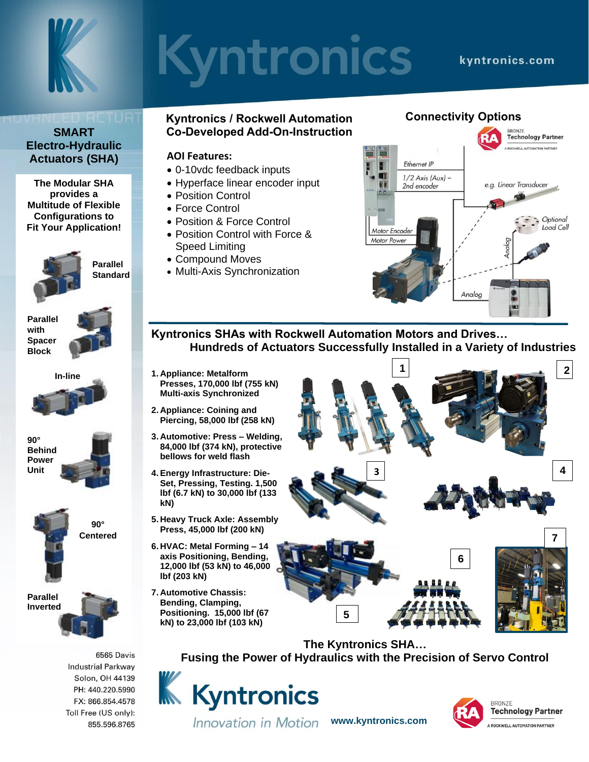# Kyntronics

kyntronics.com

## SMART Electro-Hydraulic Actuators (SHA)

**The Modular SHA provides a Multitude of Flexible Configurations to Fit Your Application!**

**Parallel Standard**

**Parallel with Spacer Block**

**In-line**

**90° Behind Power Unit**

**90° Centered**

**Parallel Inverted**

6565 Davis Industrial Parkway
Solon, OH 44139
PH: 440.220.5990
FX: 866.854.4578
Toll Free (US only): 855.596.8765

## Kyntronics / Rockwell Automation Co-Developed Add-On-Instruction

### AOI Features:

- 0-10vdc feedback inputs
- Hyperface linear encoder input
- Position Control
- Force Control
- Position & Force Control
- Position Control with Force & Speed Limiting
- Compound Moves
- Multi-Axis Synchronization

## Connectivity Options

BRONZE Technology Partner
A ROCKWELL AUTOMATION PARTNER

Ethernet IP
1/2 Axis (Aux) – 2nd encoder
e.g. Linear Transducer
Optional Load Cell
Analog
Motor Encoder
Motor Power
Analog

## Kyntronics SHAs with Rockwell Automation Motors and Drives… Hundreds of Actuators Successfully Installed in a Variety of Industries

1. **Appliance: Metalform Presses, 170,000 lbf (755 kN) Multi-axis Synchronized**
2. **Appliance: Coining and Piercing, 58,000 lbf (258 kN)**
3. **Automotive: Press – Welding, 84,000 lbf (374 kN), protective bellows for weld flash**
4. **Energy Infrastructure: Die-Set, Pressing, Testing. 1,500 lbf (6.7 kN) to 30,000 lbf (133 kN)**
5. **Heavy Truck Axle: Assembly Press, 45,000 lbf (200 kN)**
6. **HVAC: Metal Forming – 14 axis Positioning, Bending, 12,000 lbf (53 kN) to 46,000 lbf (203 kN)**
7. **Automotive Chassis: Bending, Clamping, Positioning. 15,000 lbf (67 kN) to 23,000 lbf (103 kN)**

1

2

3

4

5

6

7

**The Kyntronics SHA…**
**Fusing the Power of Hydraulics with the Precision of Servo Control**

Kyntronics
*Innovation in Motion*

**www.kyntronics.com**

BRONZE Technology Partner
A ROCKWELL AUTOMATION PARTNER